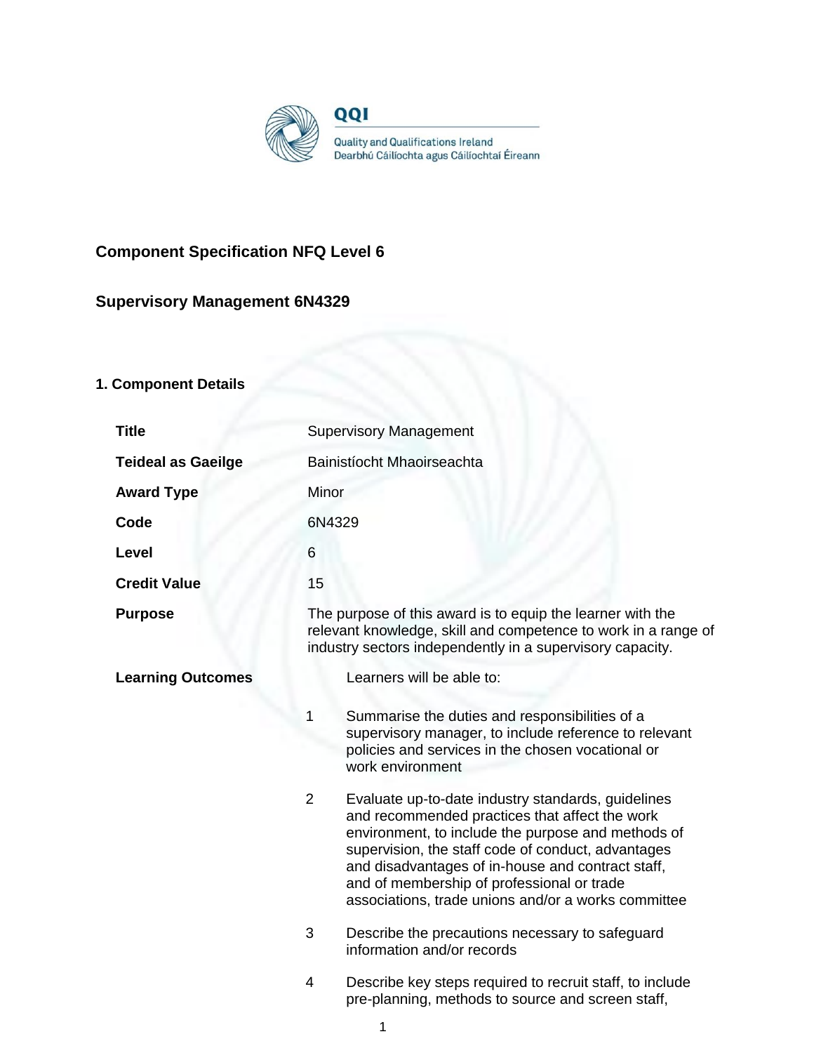QQI

Quality and Qualifications Ireland
Dearbhú Cáilíochta agus Cáilíochtaí Éireann

## Component Specification NFQ Level 6

## Supervisory Management 6N4329

### 1. Component Details

| | |
|---|---|
| **Title** | Supervisory Management |
| **Teideal as Gaeilge** | Bainistíocht Mhaoirseachta |
| **Award Type** | Minor |
| **Code** | 6N4329 |
| **Level** | 6 |
| **Credit Value** | 15 |
| **Purpose** | The purpose of this award is to equip the learner with the relevant knowledge, skill and competence to work in a range of industry sectors independently in a supervisory capacity. |
| **Learning Outcomes** | Learners will be able to: |

1. Summarise the duties and responsibilities of a supervisory manager, to include reference to relevant policies and services in the chosen vocational or work environment
2. Evaluate up-to-date industry standards, guidelines and recommended practices that affect the work environment, to include the purpose and methods of supervision, the staff code of conduct, advantages and disadvantages of in-house and contract staff, and of membership of professional or trade associations, trade unions and/or a works committee
3. Describe the precautions necessary to safeguard information and/or records
4. Describe key steps required to recruit staff, to include pre-planning, methods to source and screen staff,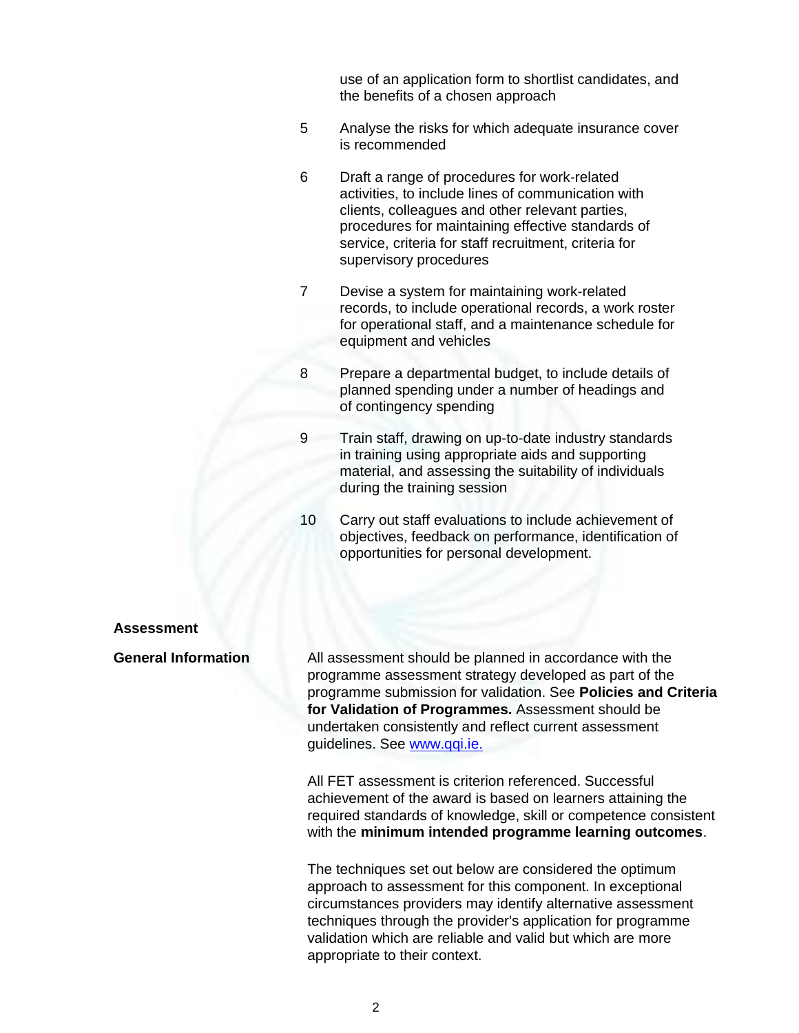use of an application form to shortlist candidates, and the benefits of a chosen approach

5. Analyse the risks for which adequate insurance cover is recommended

6. Draft a range of procedures for work-related activities, to include lines of communication with clients, colleagues and other relevant parties, procedures for maintaining effective standards of service, criteria for staff recruitment, criteria for supervisory procedures

7. Devise a system for maintaining work-related records, to include operational records, a work roster for operational staff, and a maintenance schedule for equipment and vehicles

8. Prepare a departmental budget, to include details of planned spending under a number of headings and of contingency spending

9. Train staff, drawing on up-to-date industry standards in training using appropriate aids and supporting material, and assessing the suitability of individuals during the training session

10. Carry out staff evaluations to include achievement of objectives, feedback on performance, identification of opportunities for personal development.

## Assessment

### General Information

All assessment should be planned in accordance with the programme assessment strategy developed as part of the programme submission for validation. See **Policies and Criteria for Validation of Programmes.** Assessment should be undertaken consistently and reflect current assessment guidelines. See [www.qqi.ie.](http://www.qqi.ie)

All FET assessment is criterion referenced. Successful achievement of the award is based on learners attaining the required standards of knowledge, skill or competence consistent with the **minimum intended programme learning outcomes**.

The techniques set out below are considered the optimum approach to assessment for this component. In exceptional circumstances providers may identify alternative assessment techniques through the provider's application for programme validation which are reliable and valid but which are more appropriate to their context.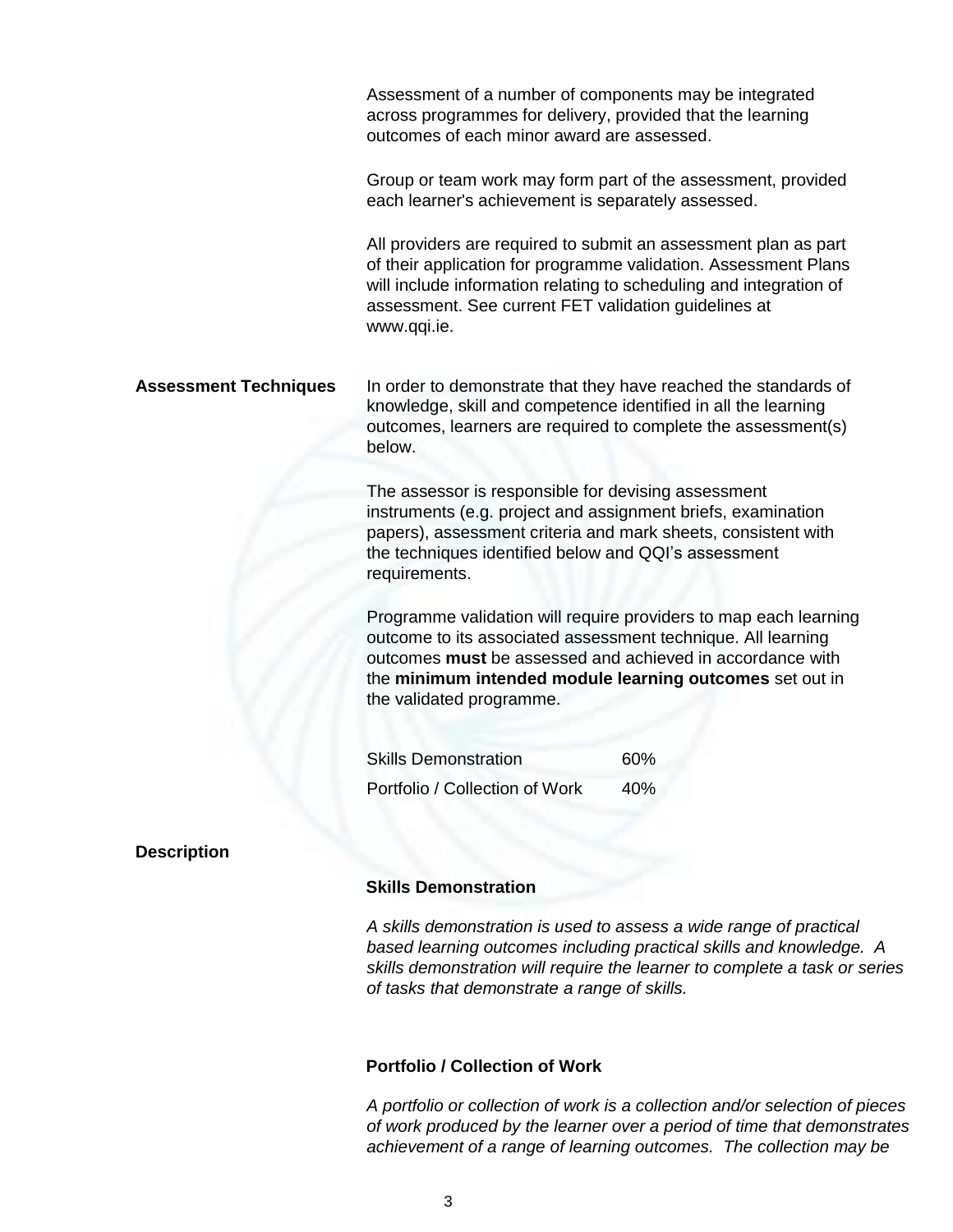Assessment of a number of components may be integrated across programmes for delivery, provided that the learning outcomes of each minor award are assessed.

Group or team work may form part of the assessment, provided each learner's achievement is separately assessed.

All providers are required to submit an assessment plan as part of their application for programme validation. Assessment Plans will include information relating to scheduling and integration of assessment. See current FET validation guidelines at www.qqi.ie.

**Assessment Techniques**

In order to demonstrate that they have reached the standards of knowledge, skill and competence identified in all the learning outcomes, learners are required to complete the assessment(s) below.

The assessor is responsible for devising assessment instruments (e.g. project and assignment briefs, examination papers), assessment criteria and mark sheets, consistent with the techniques identified below and QQI's assessment requirements.

Programme validation will require providers to map each learning outcome to its associated assessment technique. All learning outcomes **must** be assessed and achieved in accordance with the **minimum intended module learning outcomes** set out in the validated programme.

| | |
|---|---|
| Skills Demonstration | 60% |
| Portfolio / Collection of Work | 40% |

**Description**

**Skills Demonstration**

*A skills demonstration is used to assess a wide range of practical based learning outcomes including practical skills and knowledge. A skills demonstration will require the learner to complete a task or series of tasks that demonstrate a range of skills.*

**Portfolio / Collection of Work**

*A portfolio or collection of work is a collection and/or selection of pieces of work produced by the learner over a period of time that demonstrates achievement of a range of learning outcomes. The collection may be*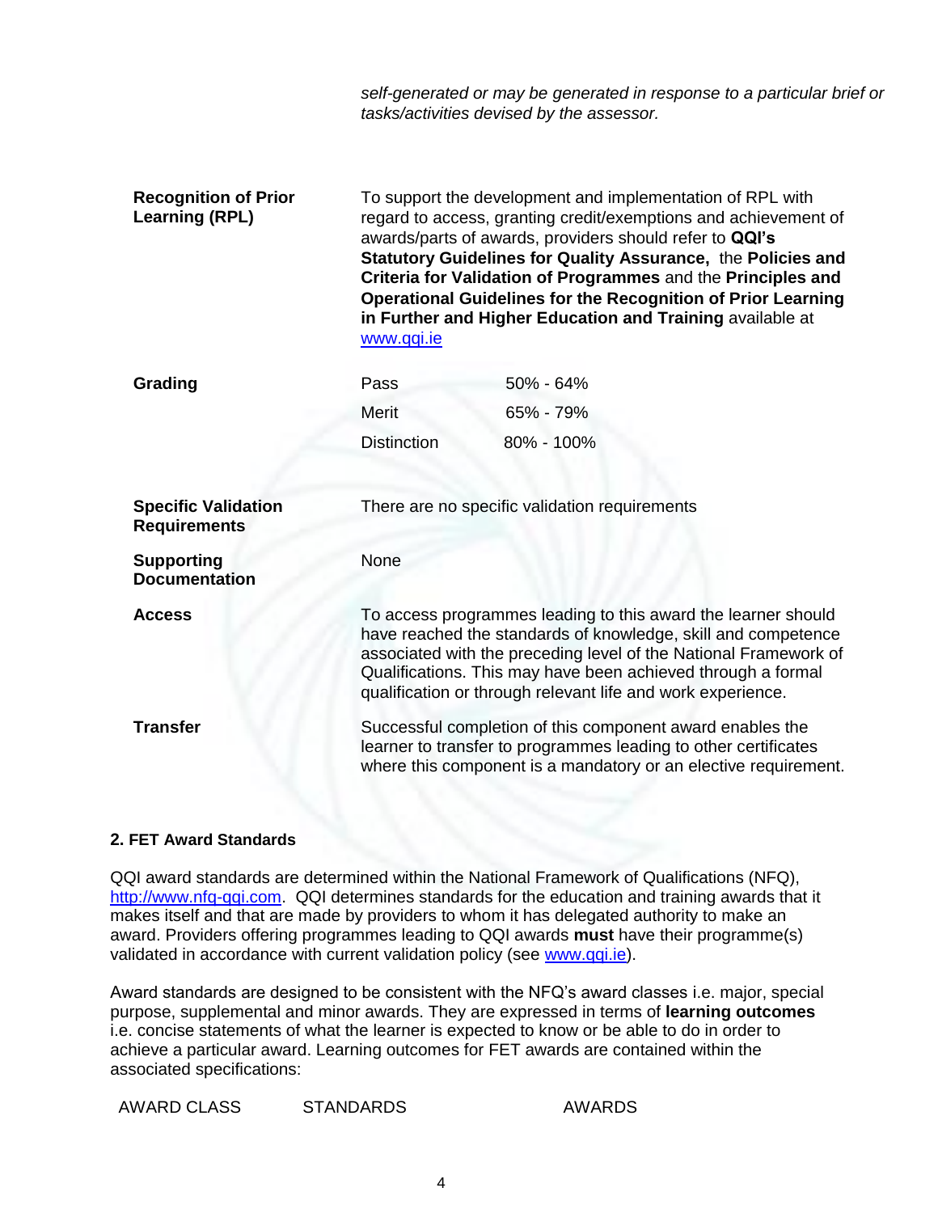*self-generated or may be generated in response to a particular brief or tasks/activities devised by the assessor.*

| | |
|---|---|
| **Recognition of Prior Learning (RPL)** | To support the development and implementation of RPL with regard to access, granting credit/exemptions and achievement of awards/parts of awards, providers should refer to **QQI's Statutory Guidelines for Quality Assurance,** the **Policies and Criteria for Validation of Programmes** and the **Principles and Operational Guidelines for the Recognition of Prior Learning in Further and Higher Education and Training** available at [www.qqi.ie](http://www.qqi.ie) |
| **Grading** | Pass 50% - 64%<br>Merit 65% - 79%<br>Distinction 80% - 100% |
| **Specific Validation Requirements** | There are no specific validation requirements |
| **Supporting Documentation** | None |
| **Access** | To access programmes leading to this award the learner should have reached the standards of knowledge, skill and competence associated with the preceding level of the National Framework of Qualifications. This may have been achieved through a formal qualification or through relevant life and work experience. |
| **Transfer** | Successful completion of this component award enables the learner to transfer to programmes leading to other certificates where this component is a mandatory or an elective requirement. |

### 2. FET Award Standards

QQI award standards are determined within the National Framework of Qualifications (NFQ), [http://www.nfq-qqi.com](http://www.nfq-qqi.com). QQI determines standards for the education and training awards that it makes itself and that are made by providers to whom it has delegated authority to make an award. Providers offering programmes leading to QQI awards **must** have their programme(s) validated in accordance with current validation policy (see [www.qqi.ie](http://www.qqi.ie)).

Award standards are designed to be consistent with the NFQ's award classes i.e. major, special purpose, supplemental and minor awards. They are expressed in terms of **learning outcomes** i.e. concise statements of what the learner is expected to know or be able to do in order to achieve a particular award. Learning outcomes for FET awards are contained within the associated specifications:

| AWARD CLASS | STANDARDS | AWARDS |
|---|---|---|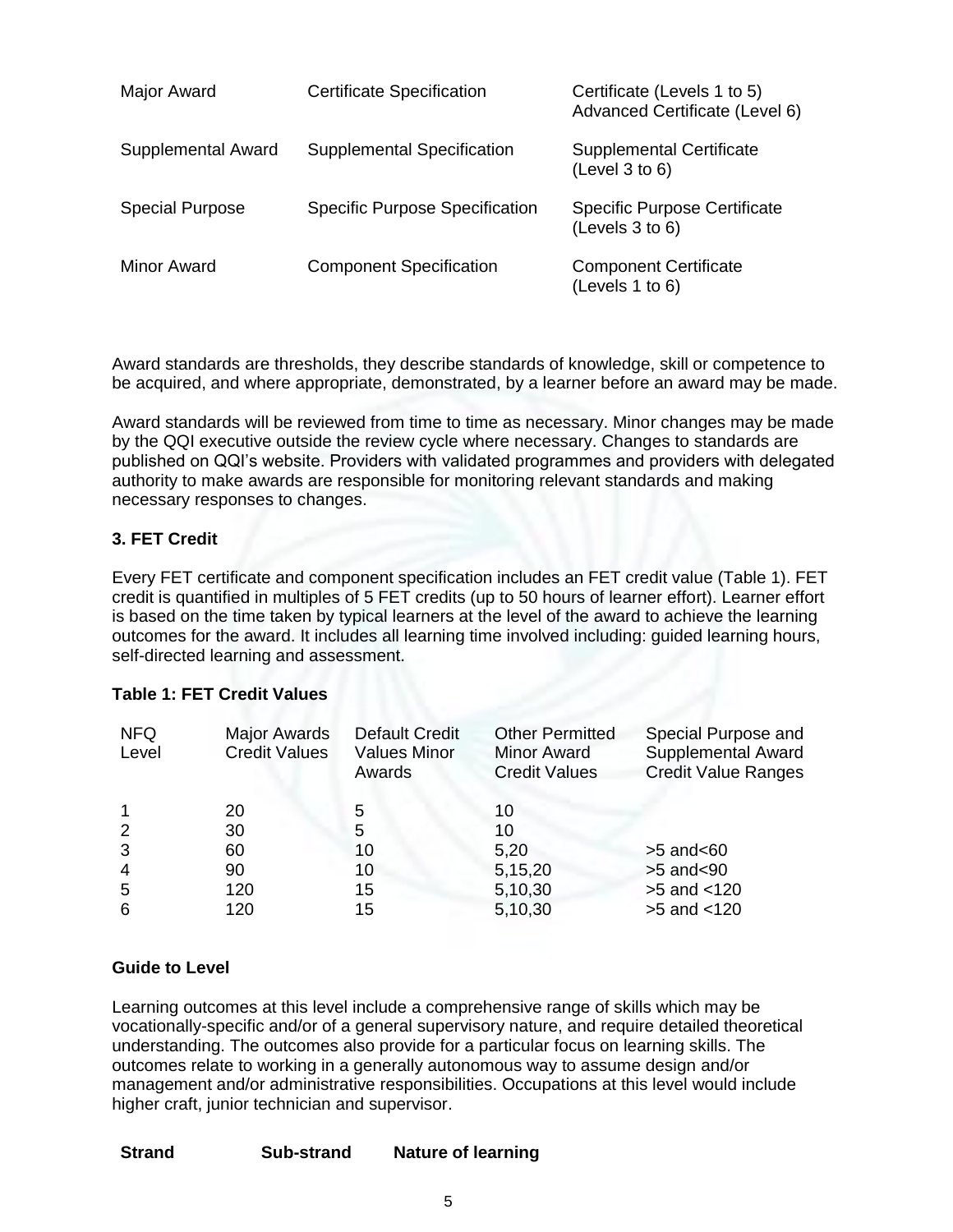| Major Award | Certificate Specification | Certificate (Levels 1 to 5)<br>Advanced Certificate (Level 6) |
|---|---|---|
| Supplemental Award | Supplemental Specification | Supplemental Certificate (Level 3 to 6) |
| Special Purpose | Specific Purpose Specification | Specific Purpose Certificate (Levels 3 to 6) |
| Minor Award | Component Specification | Component Certificate (Levels 1 to 6) |

Award standards are thresholds, they describe standards of knowledge, skill or competence to be acquired, and where appropriate, demonstrated, by a learner before an award may be made.

Award standards will be reviewed from time to time as necessary. Minor changes may be made by the QQI executive outside the review cycle where necessary. Changes to standards are published on QQI's website. Providers with validated programmes and providers with delegated authority to make awards are responsible for monitoring relevant standards and making necessary responses to changes.

### 3. FET Credit

Every FET certificate and component specification includes an FET credit value (Table 1). FET credit is quantified in multiples of 5 FET credits (up to 50 hours of learner effort). Learner effort is based on the time taken by typical learners at the level of the award to achieve the learning outcomes for the award. It includes all learning time involved including: guided learning hours, self-directed learning and assessment.

**Table 1: FET Credit Values**

| NFQ Level | Major Awards Credit Values | Default Credit Values Minor Awards | Other Permitted Minor Award Credit Values | Special Purpose and Supplemental Award Credit Value Ranges |
|---|---|---|---|---|
| 1 | 20 | 5 | 10 | |
| 2 | 30 | 5 | 10 | |
| 3 | 60 | 10 | 5,20 | >5 and<60 |
| 4 | 90 | 10 | 5,15,20 | >5 and<90 |
| 5 | 120 | 15 | 5,10,30 | >5 and <120 |
| 6 | 120 | 15 | 5,10,30 | >5 and <120 |

**Guide to Level**

Learning outcomes at this level include a comprehensive range of skills which may be vocationally-specific and/or of a general supervisory nature, and require detailed theoretical understanding. The outcomes also provide for a particular focus on learning skills. The outcomes relate to working in a generally autonomous way to assume design and/or management and/or administrative responsibilities. Occupations at this level would include higher craft, junior technician and supervisor.

| Strand | Sub-strand | Nature of learning |
|---|---|---|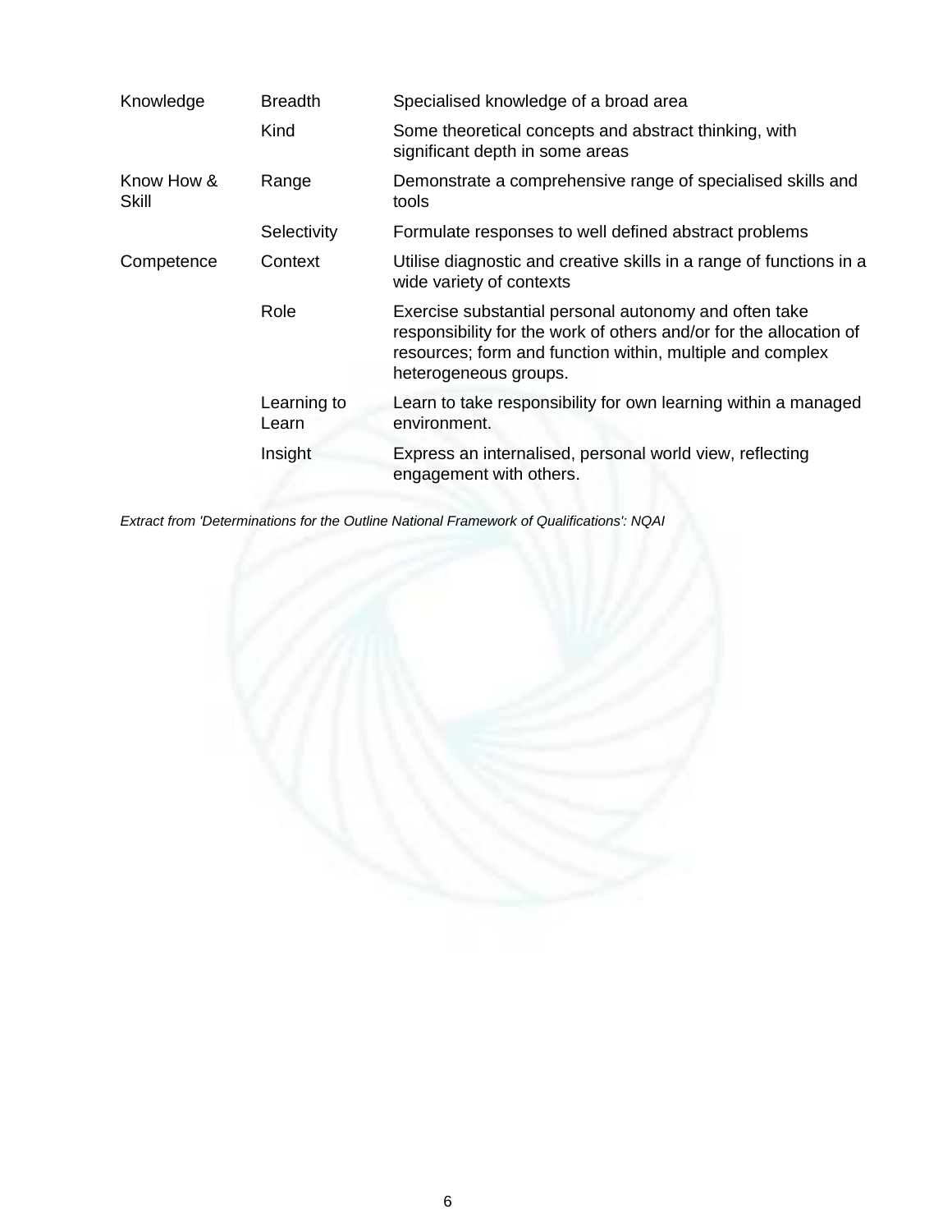| | | |
|---|---|---|
| Knowledge | Breadth | Specialised knowledge of a broad area |
| | Kind | Some theoretical concepts and abstract thinking, with significant depth in some areas |
| Know How & Skill | Range | Demonstrate a comprehensive range of specialised skills and tools |
| | Selectivity | Formulate responses to well defined abstract problems |
| Competence | Context | Utilise diagnostic and creative skills in a range of functions in a wide variety of contexts |
| | Role | Exercise substantial personal autonomy and often take responsibility for the work of others and/or for the allocation of resources; form and function within, multiple and complex heterogeneous groups. |
| | Learning to Learn | Learn to take responsibility for own learning within a managed environment. |
| | Insight | Express an internalised, personal world view, reflecting engagement with others. |

*Extract from 'Determinations for the Outline National Framework of Qualifications': NQAI*